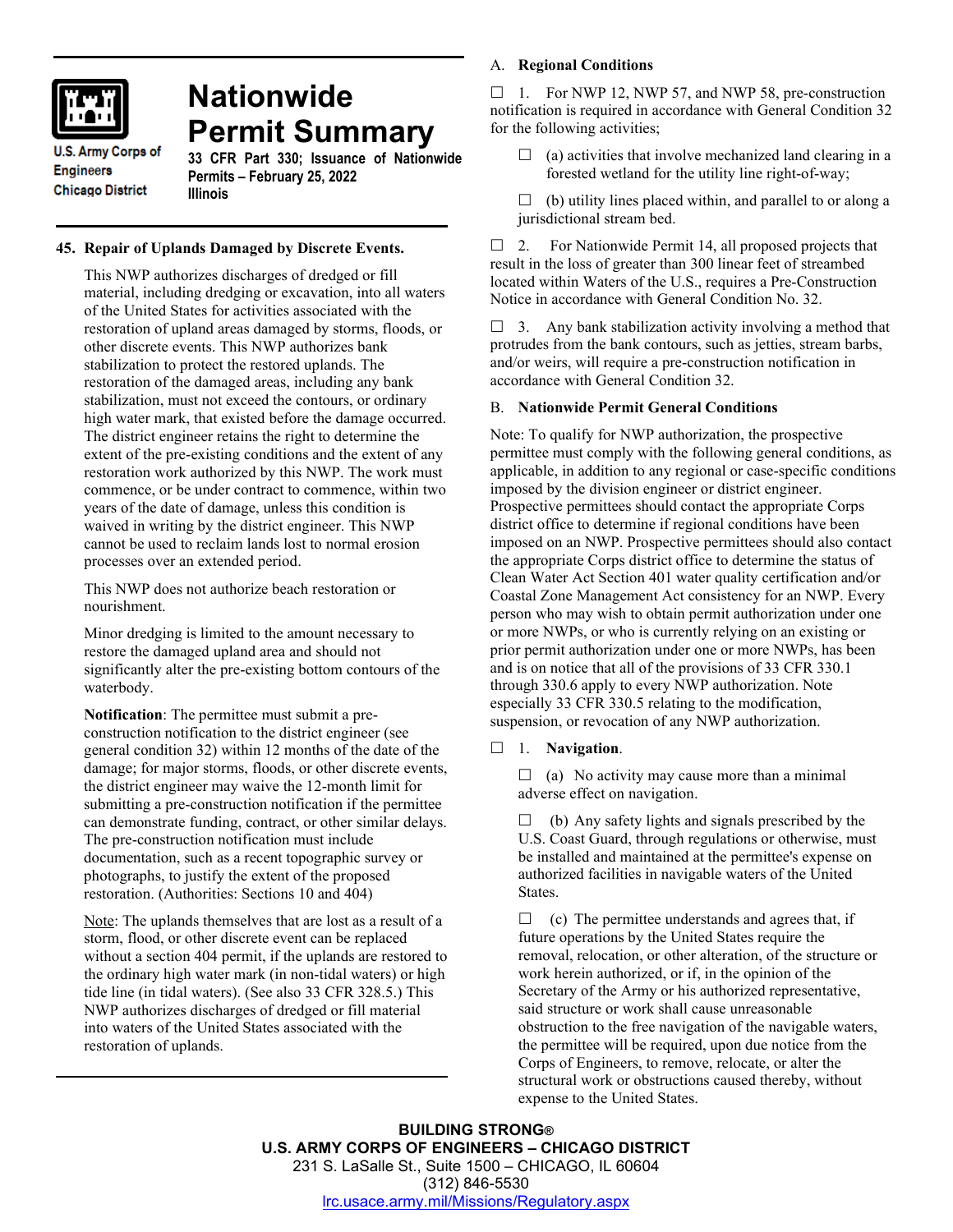# Nationwide Permit Summary

U.S. Army Corps of Engineers
Chicago District

**33 CFR Part 330; Issuance of Nationwide Permits – February 25, 2022**
**Illinois**

## 45. Repair of Uplands Damaged by Discrete Events.

This NWP authorizes discharges of dredged or fill material, including dredging or excavation, into all waters of the United States for activities associated with the restoration of upland areas damaged by storms, floods, or other discrete events. This NWP authorizes bank stabilization to protect the restored uplands. The restoration of the damaged areas, including any bank stabilization, must not exceed the contours, or ordinary high water mark, that existed before the damage occurred. The district engineer retains the right to determine the extent of the pre-existing conditions and the extent of any restoration work authorized by this NWP. The work must commence, or be under contract to commence, within two years of the date of damage, unless this condition is waived in writing by the district engineer. This NWP cannot be used to reclaim lands lost to normal erosion processes over an extended period.

This NWP does not authorize beach restoration or nourishment.

Minor dredging is limited to the amount necessary to restore the damaged upland area and should not significantly alter the pre-existing bottom contours of the waterbody.

**Notification**: The permittee must submit a pre-construction notification to the district engineer (see general condition 32) within 12 months of the date of the damage; for major storms, floods, or other discrete events, the district engineer may waive the 12-month limit for submitting a pre-construction notification if the permittee can demonstrate funding, contract, or other similar delays. The pre-construction notification must include documentation, such as a recent topographic survey or photographs, to justify the extent of the proposed restoration. (Authorities: Sections 10 and 404)

Note: The uplands themselves that are lost as a result of a storm, flood, or other discrete event can be replaced without a section 404 permit, if the uplands are restored to the ordinary high water mark (in non-tidal waters) or high tide line (in tidal waters). (See also 33 CFR 328.5.) This NWP authorizes discharges of dredged or fill material into waters of the United States associated with the restoration of uplands.

## A. Regional Conditions

☐ 1. For NWP 12, NWP 57, and NWP 58, pre-construction notification is required in accordance with General Condition 32 for the following activities;

☐ (a) activities that involve mechanized land clearing in a forested wetland for the utility line right-of-way;

☐ (b) utility lines placed within, and parallel to or along a jurisdictional stream bed.

☐ 2. For Nationwide Permit 14, all proposed projects that result in the loss of greater than 300 linear feet of streambed located within Waters of the U.S., requires a Pre-Construction Notice in accordance with General Condition No. 32.

☐ 3. Any bank stabilization activity involving a method that protrudes from the bank contours, such as jetties, stream barbs, and/or weirs, will require a pre-construction notification in accordance with General Condition 32.

## B. Nationwide Permit General Conditions

Note: To qualify for NWP authorization, the prospective permittee must comply with the following general conditions, as applicable, in addition to any regional or case-specific conditions imposed by the division engineer or district engineer. Prospective permittees should contact the appropriate Corps district office to determine if regional conditions have been imposed on an NWP. Prospective permittees should also contact the appropriate Corps district office to determine the status of Clean Water Act Section 401 water quality certification and/or Coastal Zone Management Act consistency for an NWP. Every person who may wish to obtain permit authorization under one or more NWPs, or who is currently relying on an existing or prior permit authorization under one or more NWPs, has been and is on notice that all of the provisions of 33 CFR 330.1 through 330.6 apply to every NWP authorization. Note especially 33 CFR 330.5 relating to the modification, suspension, or revocation of any NWP authorization.

☐ 1. **Navigation**.

☐ (a) No activity may cause more than a minimal adverse effect on navigation.

☐ (b) Any safety lights and signals prescribed by the U.S. Coast Guard, through regulations or otherwise, must be installed and maintained at the permittee's expense on authorized facilities in navigable waters of the United States.

☐ (c) The permittee understands and agrees that, if future operations by the United States require the removal, relocation, or other alteration, of the structure or work herein authorized, or if, in the opinion of the Secretary of the Army or his authorized representative, said structure or work shall cause unreasonable obstruction to the free navigation of the navigable waters, the permittee will be required, upon due notice from the Corps of Engineers, to remove, relocate, or alter the structural work or obstructions caused thereby, without expense to the United States.

**BUILDING STRONG®**
**U.S. ARMY CORPS OF ENGINEERS – CHICAGO DISTRICT**
231 S. LaSalle St., Suite 1500 – CHICAGO, IL 60604
(312) 846-5530
lrc.usace.army.mil/Missions/Regulatory.aspx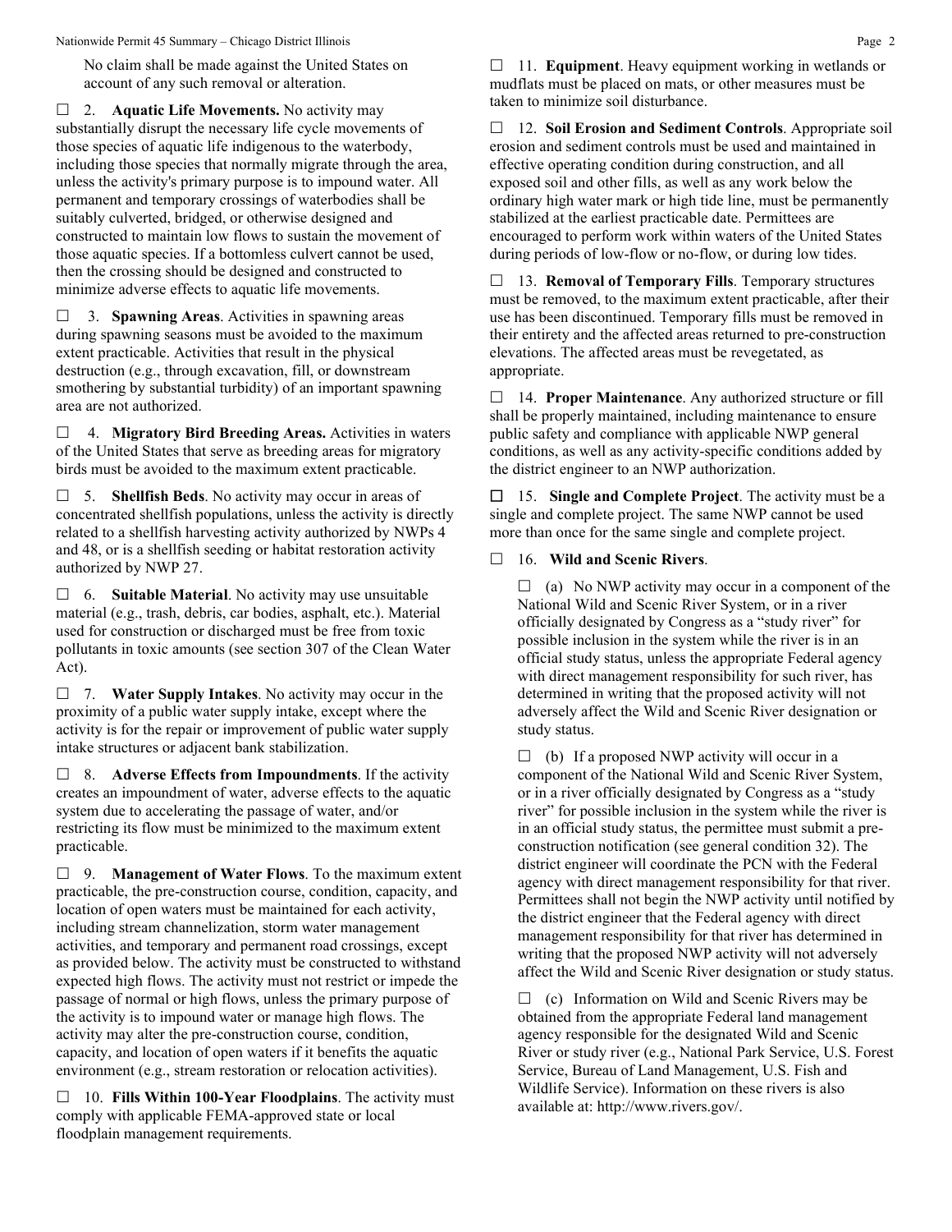No claim shall be made against the United States on account of any such removal or alteration.

☐ 2. **Aquatic Life Movements.** No activity may substantially disrupt the necessary life cycle movements of those species of aquatic life indigenous to the waterbody, including those species that normally migrate through the area, unless the activity's primary purpose is to impound water. All permanent and temporary crossings of waterbodies shall be suitably culverted, bridged, or otherwise designed and constructed to maintain low flows to sustain the movement of those aquatic species. If a bottomless culvert cannot be used, then the crossing should be designed and constructed to minimize adverse effects to aquatic life movements.

☐ 3. **Spawning Areas**. Activities in spawning areas during spawning seasons must be avoided to the maximum extent practicable. Activities that result in the physical destruction (e.g., through excavation, fill, or downstream smothering by substantial turbidity) of an important spawning area are not authorized.

☐ 4. **Migratory Bird Breeding Areas.** Activities in waters of the United States that serve as breeding areas for migratory birds must be avoided to the maximum extent practicable.

☐ 5. **Shellfish Beds**. No activity may occur in areas of concentrated shellfish populations, unless the activity is directly related to a shellfish harvesting activity authorized by NWPs 4 and 48, or is a shellfish seeding or habitat restoration activity authorized by NWP 27.

☐ 6. **Suitable Material**. No activity may use unsuitable material (e.g., trash, debris, car bodies, asphalt, etc.). Material used for construction or discharged must be free from toxic pollutants in toxic amounts (see section 307 of the Clean Water Act).

☐ 7. **Water Supply Intakes**. No activity may occur in the proximity of a public water supply intake, except where the activity is for the repair or improvement of public water supply intake structures or adjacent bank stabilization.

☐ 8. **Adverse Effects from Impoundments**. If the activity creates an impoundment of water, adverse effects to the aquatic system due to accelerating the passage of water, and/or restricting its flow must be minimized to the maximum extent practicable.

☐ 9. **Management of Water Flows**. To the maximum extent practicable, the pre-construction course, condition, capacity, and location of open waters must be maintained for each activity, including stream channelization, storm water management activities, and temporary and permanent road crossings, except as provided below. The activity must be constructed to withstand expected high flows. The activity must not restrict or impede the passage of normal or high flows, unless the primary purpose of the activity is to impound water or manage high flows. The activity may alter the pre-construction course, condition, capacity, and location of open waters if it benefits the aquatic environment (e.g., stream restoration or relocation activities).

☐ 10. **Fills Within 100-Year Floodplains**. The activity must comply with applicable FEMA-approved state or local floodplain management requirements.

☐ 11. **Equipment**. Heavy equipment working in wetlands or mudflats must be placed on mats, or other measures must be taken to minimize soil disturbance.

☐ 12. **Soil Erosion and Sediment Controls**. Appropriate soil erosion and sediment controls must be used and maintained in effective operating condition during construction, and all exposed soil and other fills, as well as any work below the ordinary high water mark or high tide line, must be permanently stabilized at the earliest practicable date. Permittees are encouraged to perform work within waters of the United States during periods of low-flow or no-flow, or during low tides.

☐ 13. **Removal of Temporary Fills**. Temporary structures must be removed, to the maximum extent practicable, after their use has been discontinued. Temporary fills must be removed in their entirety and the affected areas returned to pre-construction elevations. The affected areas must be revegetated, as appropriate.

☐ 14. **Proper Maintenance**. Any authorized structure or fill shall be properly maintained, including maintenance to ensure public safety and compliance with applicable NWP general conditions, as well as any activity-specific conditions added by the district engineer to an NWP authorization.

☐ 15. **Single and Complete Project**. The activity must be a single and complete project. The same NWP cannot be used more than once for the same single and complete project.

☐ 16. **Wild and Scenic Rivers**.

☐ (a) No NWP activity may occur in a component of the National Wild and Scenic River System, or in a river officially designated by Congress as a "study river" for possible inclusion in the system while the river is in an official study status, unless the appropriate Federal agency with direct management responsibility for such river, has determined in writing that the proposed activity will not adversely affect the Wild and Scenic River designation or study status.

☐ (b) If a proposed NWP activity will occur in a component of the National Wild and Scenic River System, or in a river officially designated by Congress as a "study river" for possible inclusion in the system while the river is in an official study status, the permittee must submit a pre-construction notification (see general condition 32). The district engineer will coordinate the PCN with the Federal agency with direct management responsibility for that river. Permittees shall not begin the NWP activity until notified by the district engineer that the Federal agency with direct management responsibility for that river has determined in writing that the proposed NWP activity will not adversely affect the Wild and Scenic River designation or study status.

☐ (c) Information on Wild and Scenic Rivers may be obtained from the appropriate Federal land management agency responsible for the designated Wild and Scenic River or study river (e.g., National Park Service, U.S. Forest Service, Bureau of Land Management, U.S. Fish and Wildlife Service). Information on these rivers is also available at: http://www.rivers.gov/.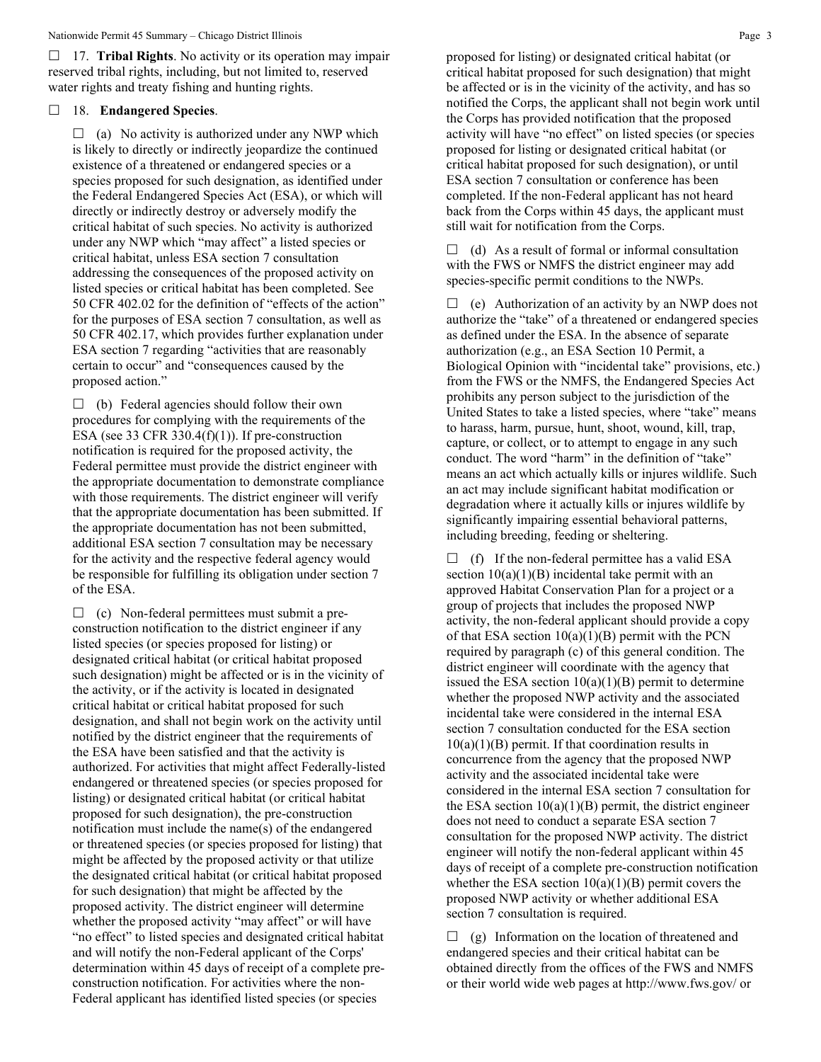☐ 17. **Tribal Rights**. No activity or its operation may impair reserved tribal rights, including, but not limited to, reserved water rights and treaty fishing and hunting rights.

☐ 18. **Endangered Species**.

☐ (a) No activity is authorized under any NWP which is likely to directly or indirectly jeopardize the continued existence of a threatened or endangered species or a species proposed for such designation, as identified under the Federal Endangered Species Act (ESA), or which will directly or indirectly destroy or adversely modify the critical habitat of such species. No activity is authorized under any NWP which "may affect" a listed species or critical habitat, unless ESA section 7 consultation addressing the consequences of the proposed activity on listed species or critical habitat has been completed. See 50 CFR 402.02 for the definition of "effects of the action" for the purposes of ESA section 7 consultation, as well as 50 CFR 402.17, which provides further explanation under ESA section 7 regarding "activities that are reasonably certain to occur" and "consequences caused by the proposed action."

☐ (b) Federal agencies should follow their own procedures for complying with the requirements of the ESA (see 33 CFR 330.4(f)(1)). If pre-construction notification is required for the proposed activity, the Federal permittee must provide the district engineer with the appropriate documentation to demonstrate compliance with those requirements. The district engineer will verify that the appropriate documentation has been submitted. If the appropriate documentation has not been submitted, additional ESA section 7 consultation may be necessary for the activity and the respective federal agency would be responsible for fulfilling its obligation under section 7 of the ESA.

☐ (c) Non-federal permittees must submit a pre-construction notification to the district engineer if any listed species (or species proposed for listing) or designated critical habitat (or critical habitat proposed such designation) might be affected or is in the vicinity of the activity, or if the activity is located in designated critical habitat or critical habitat proposed for such designation, and shall not begin work on the activity until notified by the district engineer that the requirements of the ESA have been satisfied and that the activity is authorized. For activities that might affect Federally-listed endangered or threatened species (or species proposed for listing) or designated critical habitat (or critical habitat proposed for such designation), the pre-construction notification must include the name(s) of the endangered or threatened species (or species proposed for listing) that might be affected by the proposed activity or that utilize the designated critical habitat (or critical habitat proposed for such designation) that might be affected by the proposed activity. The district engineer will determine whether the proposed activity "may affect" or will have "no effect" to listed species and designated critical habitat and will notify the non-Federal applicant of the Corps' determination within 45 days of receipt of a complete pre-construction notification. For activities where the non-Federal applicant has identified listed species (or species proposed for listing) or designated critical habitat (or critical habitat proposed for such designation) that might be affected or is in the vicinity of the activity, and has so notified the Corps, the applicant shall not begin work until the Corps has provided notification that the proposed activity will have "no effect" on listed species (or species proposed for listing or designated critical habitat (or critical habitat proposed for such designation), or until ESA section 7 consultation or conference has been completed. If the non-Federal applicant has not heard back from the Corps within 45 days, the applicant must still wait for notification from the Corps.

☐ (d) As a result of formal or informal consultation with the FWS or NMFS the district engineer may add species-specific permit conditions to the NWPs.

☐ (e) Authorization of an activity by an NWP does not authorize the "take" of a threatened or endangered species as defined under the ESA. In the absence of separate authorization (e.g., an ESA Section 10 Permit, a Biological Opinion with "incidental take" provisions, etc.) from the FWS or the NMFS, the Endangered Species Act prohibits any person subject to the jurisdiction of the United States to take a listed species, where "take" means to harass, harm, pursue, hunt, shoot, wound, kill, trap, capture, or collect, or to attempt to engage in any such conduct. The word "harm" in the definition of "take" means an act which actually kills or injures wildlife. Such an act may include significant habitat modification or degradation where it actually kills or injures wildlife by significantly impairing essential behavioral patterns, including breeding, feeding or sheltering.

☐ (f) If the non-federal permittee has a valid ESA section 10(a)(1)(B) incidental take permit with an approved Habitat Conservation Plan for a project or a group of projects that includes the proposed NWP activity, the non-federal applicant should provide a copy of that ESA section 10(a)(1)(B) permit with the PCN required by paragraph (c) of this general condition. The district engineer will coordinate with the agency that issued the ESA section 10(a)(1)(B) permit to determine whether the proposed NWP activity and the associated incidental take were considered in the internal ESA section 7 consultation conducted for the ESA section 10(a)(1)(B) permit. If that coordination results in concurrence from the agency that the proposed NWP activity and the associated incidental take were considered in the internal ESA section 7 consultation for the ESA section 10(a)(1)(B) permit, the district engineer does not need to conduct a separate ESA section 7 consultation for the proposed NWP activity. The district engineer will notify the non-federal applicant within 45 days of receipt of a complete pre-construction notification whether the ESA section 10(a)(1)(B) permit covers the proposed NWP activity or whether additional ESA section 7 consultation is required.

☐ (g) Information on the location of threatened and endangered species and their critical habitat can be obtained directly from the offices of the FWS and NMFS or their world wide web pages at http://www.fws.gov/ or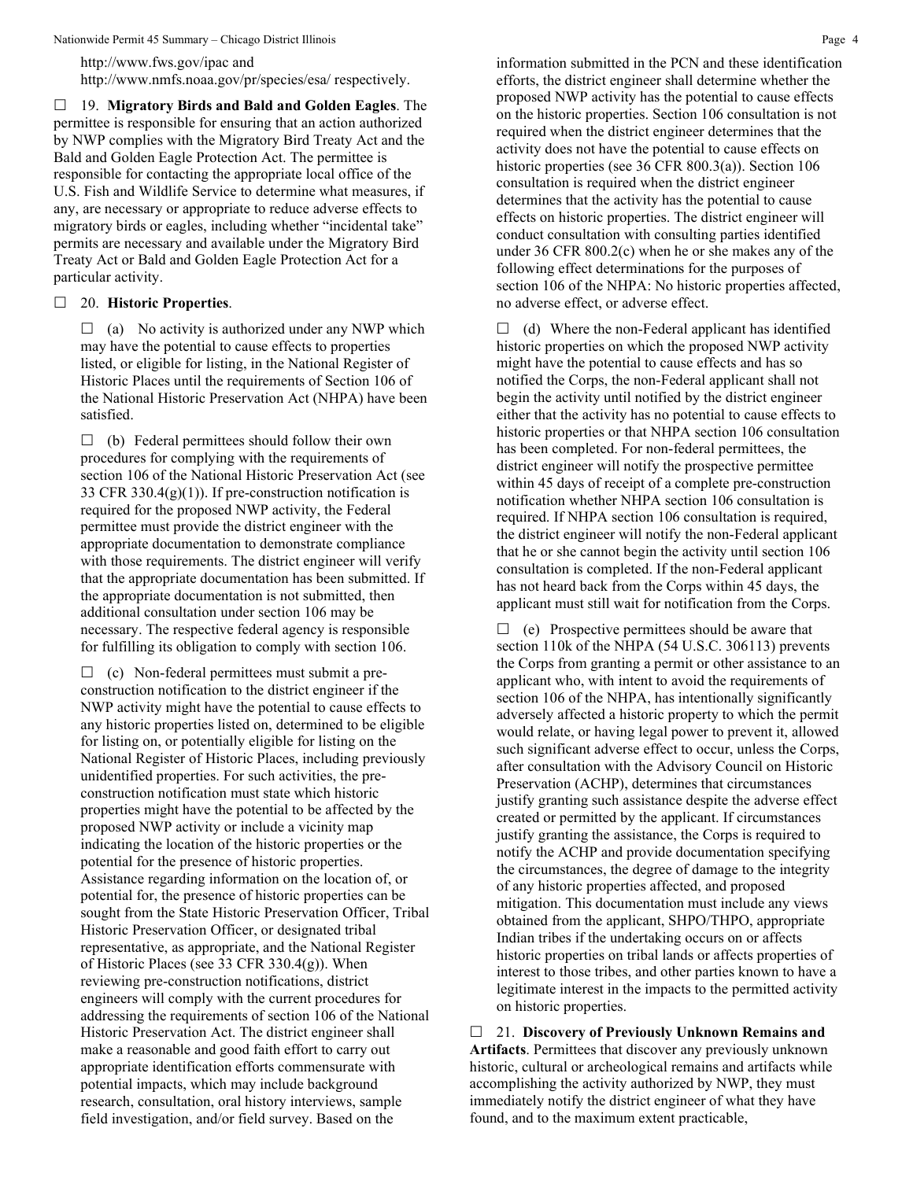http://www.fws.gov/ipac and http://www.nmfs.noaa.gov/pr/species/esa/ respectively.

☐ 19. **Migratory Birds and Bald and Golden Eagles**. The permittee is responsible for ensuring that an action authorized by NWP complies with the Migratory Bird Treaty Act and the Bald and Golden Eagle Protection Act. The permittee is responsible for contacting the appropriate local office of the U.S. Fish and Wildlife Service to determine what measures, if any, are necessary or appropriate to reduce adverse effects to migratory birds or eagles, including whether "incidental take" permits are necessary and available under the Migratory Bird Treaty Act or Bald and Golden Eagle Protection Act for a particular activity.

☐ 20. **Historic Properties**.

☐ (a) No activity is authorized under any NWP which may have the potential to cause effects to properties listed, or eligible for listing, in the National Register of Historic Places until the requirements of Section 106 of the National Historic Preservation Act (NHPA) have been satisfied.

☐ (b) Federal permittees should follow their own procedures for complying with the requirements of section 106 of the National Historic Preservation Act (see 33 CFR 330.4(g)(1)). If pre-construction notification is required for the proposed NWP activity, the Federal permittee must provide the district engineer with the appropriate documentation to demonstrate compliance with those requirements. The district engineer will verify that the appropriate documentation has been submitted. If the appropriate documentation is not submitted, then additional consultation under section 106 may be necessary. The respective federal agency is responsible for fulfilling its obligation to comply with section 106.

☐ (c) Non-federal permittees must submit a pre-construction notification to the district engineer if the NWP activity might have the potential to cause effects to any historic properties listed on, determined to be eligible for listing on, or potentially eligible for listing on the National Register of Historic Places, including previously unidentified properties. For such activities, the pre-construction notification must state which historic properties might have the potential to be affected by the proposed NWP activity or include a vicinity map indicating the location of the historic properties or the potential for the presence of historic properties. Assistance regarding information on the location of, or potential for, the presence of historic properties can be sought from the State Historic Preservation Officer, Tribal Historic Preservation Officer, or designated tribal representative, as appropriate, and the National Register of Historic Places (see 33 CFR 330.4(g)). When reviewing pre-construction notifications, district engineers will comply with the current procedures for addressing the requirements of section 106 of the National Historic Preservation Act. The district engineer shall make a reasonable and good faith effort to carry out appropriate identification efforts commensurate with potential impacts, which may include background research, consultation, oral history interviews, sample field investigation, and/or field survey. Based on the information submitted in the PCN and these identification efforts, the district engineer shall determine whether the proposed NWP activity has the potential to cause effects on the historic properties. Section 106 consultation is not required when the district engineer determines that the activity does not have the potential to cause effects on historic properties (see 36 CFR 800.3(a)). Section 106 consultation is required when the district engineer determines that the activity has the potential to cause effects on historic properties. The district engineer will conduct consultation with consulting parties identified under 36 CFR 800.2(c) when he or she makes any of the following effect determinations for the purposes of section 106 of the NHPA: No historic properties affected, no adverse effect, or adverse effect.

☐ (d) Where the non-Federal applicant has identified historic properties on which the proposed NWP activity might have the potential to cause effects and has so notified the Corps, the non-Federal applicant shall not begin the activity until notified by the district engineer either that the activity has no potential to cause effects to historic properties or that NHPA section 106 consultation has been completed. For non-federal permittees, the district engineer will notify the prospective permittee within 45 days of receipt of a complete pre-construction notification whether NHPA section 106 consultation is required. If NHPA section 106 consultation is required, the district engineer will notify the non-Federal applicant that he or she cannot begin the activity until section 106 consultation is completed. If the non-Federal applicant has not heard back from the Corps within 45 days, the applicant must still wait for notification from the Corps.

☐ (e) Prospective permittees should be aware that section 110k of the NHPA (54 U.S.C. 306113) prevents the Corps from granting a permit or other assistance to an applicant who, with intent to avoid the requirements of section 106 of the NHPA, has intentionally significantly adversely affected a historic property to which the permit would relate, or having legal power to prevent it, allowed such significant adverse effect to occur, unless the Corps, after consultation with the Advisory Council on Historic Preservation (ACHP), determines that circumstances justify granting such assistance despite the adverse effect created or permitted by the applicant. If circumstances justify granting the assistance, the Corps is required to notify the ACHP and provide documentation specifying the circumstances, the degree of damage to the integrity of any historic properties affected, and proposed mitigation. This documentation must include any views obtained from the applicant, SHPO/THPO, appropriate Indian tribes if the undertaking occurs on or affects historic properties on tribal lands or affects properties of interest to those tribes, and other parties known to have a legitimate interest in the impacts to the permitted activity on historic properties.

☐ 21. **Discovery of Previously Unknown Remains and Artifacts**. Permittees that discover any previously unknown historic, cultural or archeological remains and artifacts while accomplishing the activity authorized by NWP, they must immediately notify the district engineer of what they have found, and to the maximum extent practicable,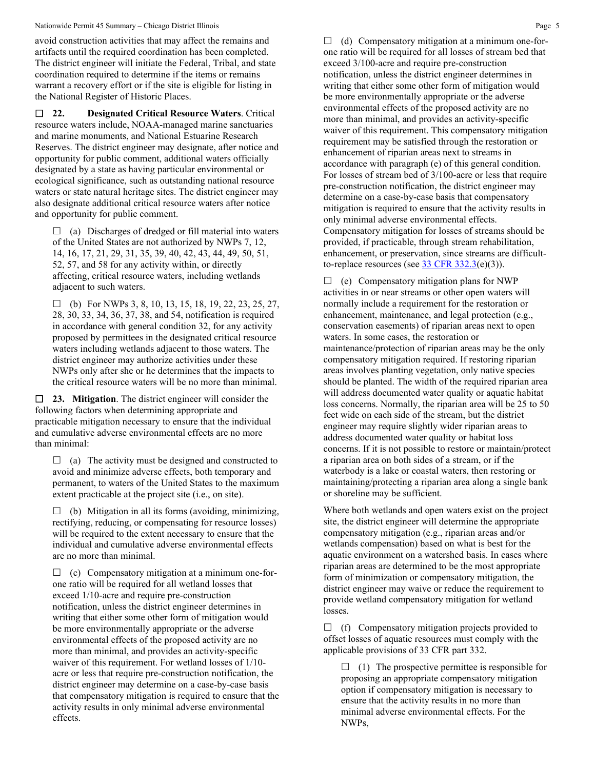avoid construction activities that may affect the remains and artifacts until the required coordination has been completed. The district engineer will initiate the Federal, Tribal, and state coordination required to determine if the items or remains warrant a recovery effort or if the site is eligible for listing in the National Register of Historic Places.

☐ **22. Designated Critical Resource Waters**. Critical resource waters include, NOAA-managed marine sanctuaries and marine monuments, and National Estuarine Research Reserves. The district engineer may designate, after notice and opportunity for public comment, additional waters officially designated by a state as having particular environmental or ecological significance, such as outstanding national resource waters or state natural heritage sites. The district engineer may also designate additional critical resource waters after notice and opportunity for public comment.

☐ (a) Discharges of dredged or fill material into waters of the United States are not authorized by NWPs 7, 12, 14, 16, 17, 21, 29, 31, 35, 39, 40, 42, 43, 44, 49, 50, 51, 52, 57, and 58 for any activity within, or directly affecting, critical resource waters, including wetlands adjacent to such waters.

☐ (b) For NWPs 3, 8, 10, 13, 15, 18, 19, 22, 23, 25, 27, 28, 30, 33, 34, 36, 37, 38, and 54, notification is required in accordance with general condition 32, for any activity proposed by permittees in the designated critical resource waters including wetlands adjacent to those waters. The district engineer may authorize activities under these NWPs only after she or he determines that the impacts to the critical resource waters will be no more than minimal.

☐ **23. Mitigation**. The district engineer will consider the following factors when determining appropriate and practicable mitigation necessary to ensure that the individual and cumulative adverse environmental effects are no more than minimal:

☐ (a) The activity must be designed and constructed to avoid and minimize adverse effects, both temporary and permanent, to waters of the United States to the maximum extent practicable at the project site (i.e., on site).

☐ (b) Mitigation in all its forms (avoiding, minimizing, rectifying, reducing, or compensating for resource losses) will be required to the extent necessary to ensure that the individual and cumulative adverse environmental effects are no more than minimal.

☐ (c) Compensatory mitigation at a minimum one-for-one ratio will be required for all wetland losses that exceed 1/10-acre and require pre-construction notification, unless the district engineer determines in writing that either some other form of mitigation would be more environmentally appropriate or the adverse environmental effects of the proposed activity are no more than minimal, and provides an activity-specific waiver of this requirement. For wetland losses of 1/10-acre or less that require pre-construction notification, the district engineer may determine on a case-by-case basis that compensatory mitigation is required to ensure that the activity results in only minimal adverse environmental effects.

☐ (d) Compensatory mitigation at a minimum one-for-one ratio will be required for all losses of stream bed that exceed 3/100-acre and require pre-construction notification, unless the district engineer determines in writing that either some other form of mitigation would be more environmentally appropriate or the adverse environmental effects of the proposed activity are no more than minimal, and provides an activity-specific waiver of this requirement. This compensatory mitigation requirement may be satisfied through the restoration or enhancement of riparian areas next to streams in accordance with paragraph (e) of this general condition. For losses of stream bed of 3/100-acre or less that require pre-construction notification, the district engineer may determine on a case-by-case basis that compensatory mitigation is required to ensure that the activity results in only minimal adverse environmental effects. Compensatory mitigation for losses of streams should be provided, if practicable, through stream rehabilitation, enhancement, or preservation, since streams are difficult-to-replace resources (see 33 CFR 332.3(e)(3)).

☐ (e) Compensatory mitigation plans for NWP activities in or near streams or other open waters will normally include a requirement for the restoration or enhancement, maintenance, and legal protection (e.g., conservation easements) of riparian areas next to open waters. In some cases, the restoration or maintenance/protection of riparian areas may be the only compensatory mitigation required. If restoring riparian areas involves planting vegetation, only native species should be planted. The width of the required riparian area will address documented water quality or aquatic habitat loss concerns. Normally, the riparian area will be 25 to 50 feet wide on each side of the stream, but the district engineer may require slightly wider riparian areas to address documented water quality or habitat loss concerns. If it is not possible to restore or maintain/protect a riparian area on both sides of a stream, or if the waterbody is a lake or coastal waters, then restoring or maintaining/protecting a riparian area along a single bank or shoreline may be sufficient.

Where both wetlands and open waters exist on the project site, the district engineer will determine the appropriate compensatory mitigation (e.g., riparian areas and/or wetlands compensation) based on what is best for the aquatic environment on a watershed basis. In cases where riparian areas are determined to be the most appropriate form of minimization or compensatory mitigation, the district engineer may waive or reduce the requirement to provide wetland compensatory mitigation for wetland losses.

☐ (f) Compensatory mitigation projects provided to offset losses of aquatic resources must comply with the applicable provisions of 33 CFR part 332.

☐ (1) The prospective permittee is responsible for proposing an appropriate compensatory mitigation option if compensatory mitigation is necessary to ensure that the activity results in no more than minimal adverse environmental effects. For the NWPs,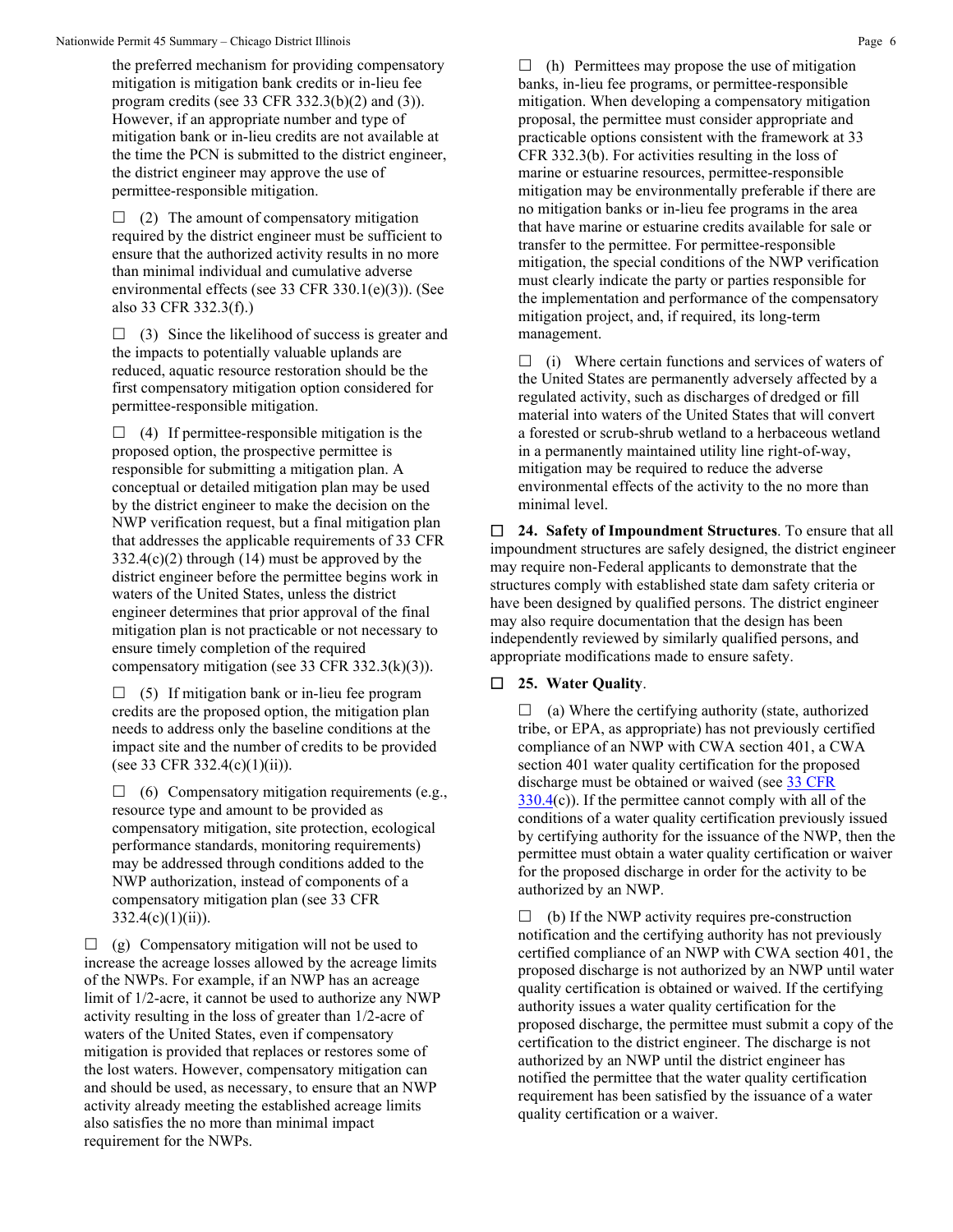the preferred mechanism for providing compensatory mitigation is mitigation bank credits or in-lieu fee program credits (see 33 CFR 332.3(b)(2) and (3)). However, if an appropriate number and type of mitigation bank or in-lieu credits are not available at the time the PCN is submitted to the district engineer, the district engineer may approve the use of permittee-responsible mitigation.

☐ (2) The amount of compensatory mitigation required by the district engineer must be sufficient to ensure that the authorized activity results in no more than minimal individual and cumulative adverse environmental effects (see 33 CFR 330.1(e)(3)). (See also 33 CFR 332.3(f).)

☐ (3) Since the likelihood of success is greater and the impacts to potentially valuable uplands are reduced, aquatic resource restoration should be the first compensatory mitigation option considered for permittee-responsible mitigation.

☐ (4) If permittee-responsible mitigation is the proposed option, the prospective permittee is responsible for submitting a mitigation plan. A conceptual or detailed mitigation plan may be used by the district engineer to make the decision on the NWP verification request, but a final mitigation plan that addresses the applicable requirements of 33 CFR 332.4(c)(2) through (14) must be approved by the district engineer before the permittee begins work in waters of the United States, unless the district engineer determines that prior approval of the final mitigation plan is not practicable or not necessary to ensure timely completion of the required compensatory mitigation (see 33 CFR 332.3(k)(3)).

☐ (5) If mitigation bank or in-lieu fee program credits are the proposed option, the mitigation plan needs to address only the baseline conditions at the impact site and the number of credits to be provided (see 33 CFR 332.4(c)(1)(ii)).

☐ (6) Compensatory mitigation requirements (e.g., resource type and amount to be provided as compensatory mitigation, site protection, ecological performance standards, monitoring requirements) may be addressed through conditions added to the NWP authorization, instead of components of a compensatory mitigation plan (see 33 CFR 332.4(c)(1)(ii)).

☐ (g) Compensatory mitigation will not be used to increase the acreage losses allowed by the acreage limits of the NWPs. For example, if an NWP has an acreage limit of 1/2-acre, it cannot be used to authorize any NWP activity resulting in the loss of greater than 1/2-acre of waters of the United States, even if compensatory mitigation is provided that replaces or restores some of the lost waters. However, compensatory mitigation can and should be used, as necessary, to ensure that an NWP activity already meeting the established acreage limits also satisfies the no more than minimal impact requirement for the NWPs.

☐ (h) Permittees may propose the use of mitigation banks, in-lieu fee programs, or permittee-responsible mitigation. When developing a compensatory mitigation proposal, the permittee must consider appropriate and practicable options consistent with the framework at 33 CFR 332.3(b). For activities resulting in the loss of marine or estuarine resources, permittee-responsible mitigation may be environmentally preferable if there are no mitigation banks or in-lieu fee programs in the area that have marine or estuarine credits available for sale or transfer to the permittee. For permittee-responsible mitigation, the special conditions of the NWP verification must clearly indicate the party or parties responsible for the implementation and performance of the compensatory mitigation project, and, if required, its long-term management.

☐ (i) Where certain functions and services of waters of the United States are permanently adversely affected by a regulated activity, such as discharges of dredged or fill material into waters of the United States that will convert a forested or scrub-shrub wetland to a herbaceous wetland in a permanently maintained utility line right-of-way, mitigation may be required to reduce the adverse environmental effects of the activity to the no more than minimal level.

☐ **24. Safety of Impoundment Structures**. To ensure that all impoundment structures are safely designed, the district engineer may require non-Federal applicants to demonstrate that the structures comply with established state dam safety criteria or have been designed by qualified persons. The district engineer may also require documentation that the design has been independently reviewed by similarly qualified persons, and appropriate modifications made to ensure safety.

☐ **25. Water Quality**.

☐ (a) Where the certifying authority (state, authorized tribe, or EPA, as appropriate) has not previously certified compliance of an NWP with CWA section 401, a CWA section 401 water quality certification for the proposed discharge must be obtained or waived (see 33 CFR 330.4(c)). If the permittee cannot comply with all of the conditions of a water quality certification previously issued by certifying authority for the issuance of the NWP, then the permittee must obtain a water quality certification or waiver for the proposed discharge in order for the activity to be authorized by an NWP.

☐ (b) If the NWP activity requires pre-construction notification and the certifying authority has not previously certified compliance of an NWP with CWA section 401, the proposed discharge is not authorized by an NWP until water quality certification is obtained or waived. If the certifying authority issues a water quality certification for the proposed discharge, the permittee must submit a copy of the certification to the district engineer. The discharge is not authorized by an NWP until the district engineer has notified the permittee that the water quality certification requirement has been satisfied by the issuance of a water quality certification or a waiver.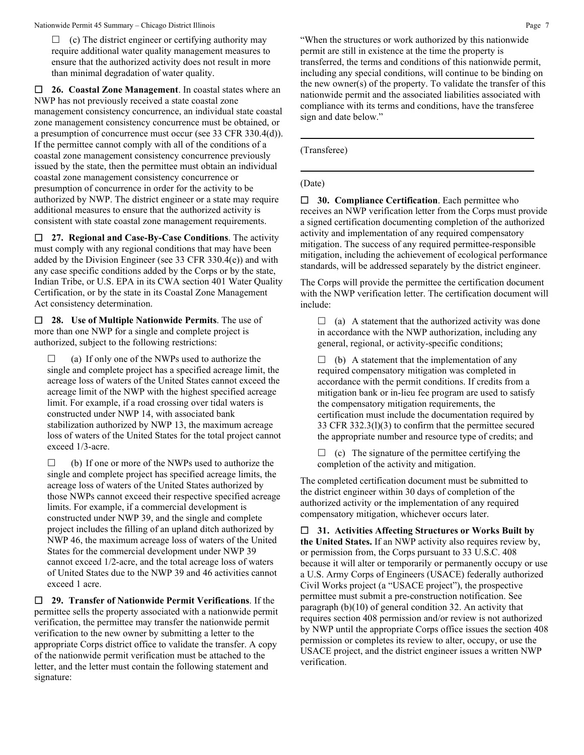☐ (c) The district engineer or certifying authority may require additional water quality management measures to ensure that the authorized activity does not result in more than minimal degradation of water quality.

☐ **26. Coastal Zone Management**. In coastal states where an NWP has not previously received a state coastal zone management consistency concurrence, an individual state coastal zone management consistency concurrence must be obtained, or a presumption of concurrence must occur (see 33 CFR 330.4(d)). If the permittee cannot comply with all of the conditions of a coastal zone management consistency concurrence previously issued by the state, then the permittee must obtain an individual coastal zone management consistency concurrence or presumption of concurrence in order for the activity to be authorized by NWP. The district engineer or a state may require additional measures to ensure that the authorized activity is consistent with state coastal zone management requirements.

☐ **27. Regional and Case-By-Case Conditions**. The activity must comply with any regional conditions that may have been added by the Division Engineer (see 33 CFR 330.4(e)) and with any case specific conditions added by the Corps or by the state, Indian Tribe, or U.S. EPA in its CWA section 401 Water Quality Certification, or by the state in its Coastal Zone Management Act consistency determination.

☐ **28. Use of Multiple Nationwide Permits**. The use of more than one NWP for a single and complete project is authorized, subject to the following restrictions:

☐ (a) If only one of the NWPs used to authorize the single and complete project has a specified acreage limit, the acreage loss of waters of the United States cannot exceed the acreage limit of the NWP with the highest specified acreage limit. For example, if a road crossing over tidal waters is constructed under NWP 14, with associated bank stabilization authorized by NWP 13, the maximum acreage loss of waters of the United States for the total project cannot exceed 1/3-acre.

☐ (b) If one or more of the NWPs used to authorize the single and complete project has specified acreage limits, the acreage loss of waters of the United States authorized by those NWPs cannot exceed their respective specified acreage limits. For example, if a commercial development is constructed under NWP 39, and the single and complete project includes the filling of an upland ditch authorized by NWP 46, the maximum acreage loss of waters of the United States for the commercial development under NWP 39 cannot exceed 1/2-acre, and the total acreage loss of waters of United States due to the NWP 39 and 46 activities cannot exceed 1 acre.

☐ **29. Transfer of Nationwide Permit Verifications**. If the permittee sells the property associated with a nationwide permit verification, the permittee may transfer the nationwide permit verification to the new owner by submitting a letter to the appropriate Corps district office to validate the transfer. A copy of the nationwide permit verification must be attached to the letter, and the letter must contain the following statement and signature:

"When the structures or work authorized by this nationwide permit are still in existence at the time the property is transferred, the terms and conditions of this nationwide permit, including any special conditions, will continue to be binding on the new owner(s) of the property. To validate the transfer of this nationwide permit and the associated liabilities associated with compliance with its terms and conditions, have the transferee sign and date below."

\_\_\_\_\_\_\_\_\_\_\_\_\_\_\_\_\_\_\_\_\_\_\_\_\_\_\_\_\_\_\_\_\_\_\_\_\_\_\_\_

(Transferee)

\_\_\_\_\_\_\_\_\_\_\_\_\_\_\_\_\_\_\_\_\_\_\_\_\_\_\_\_\_\_\_\_\_\_\_\_\_\_\_\_

(Date)

☐ **30. Compliance Certification**. Each permittee who receives an NWP verification letter from the Corps must provide a signed certification documenting completion of the authorized activity and implementation of any required compensatory mitigation. The success of any required permittee-responsible mitigation, including the achievement of ecological performance standards, will be addressed separately by the district engineer.

The Corps will provide the permittee the certification document with the NWP verification letter. The certification document will include:

☐ (a) A statement that the authorized activity was done in accordance with the NWP authorization, including any general, regional, or activity-specific conditions;

☐ (b) A statement that the implementation of any required compensatory mitigation was completed in accordance with the permit conditions. If credits from a mitigation bank or in-lieu fee program are used to satisfy the compensatory mitigation requirements, the certification must include the documentation required by 33 CFR 332.3(l)(3) to confirm that the permittee secured the appropriate number and resource type of credits; and

☐ (c) The signature of the permittee certifying the completion of the activity and mitigation.

The completed certification document must be submitted to the district engineer within 30 days of completion of the authorized activity or the implementation of any required compensatory mitigation, whichever occurs later.

☐ **31. Activities Affecting Structures or Works Built by the United States.** If an NWP activity also requires review by, or permission from, the Corps pursuant to 33 U.S.C. 408 because it will alter or temporarily or permanently occupy or use a U.S. Army Corps of Engineers (USACE) federally authorized Civil Works project (a "USACE project"), the prospective permittee must submit a pre-construction notification. See paragraph (b)(10) of general condition 32. An activity that requires section 408 permission and/or review is not authorized by NWP until the appropriate Corps office issues the section 408 permission or completes its review to alter, occupy, or use the USACE project, and the district engineer issues a written NWP verification.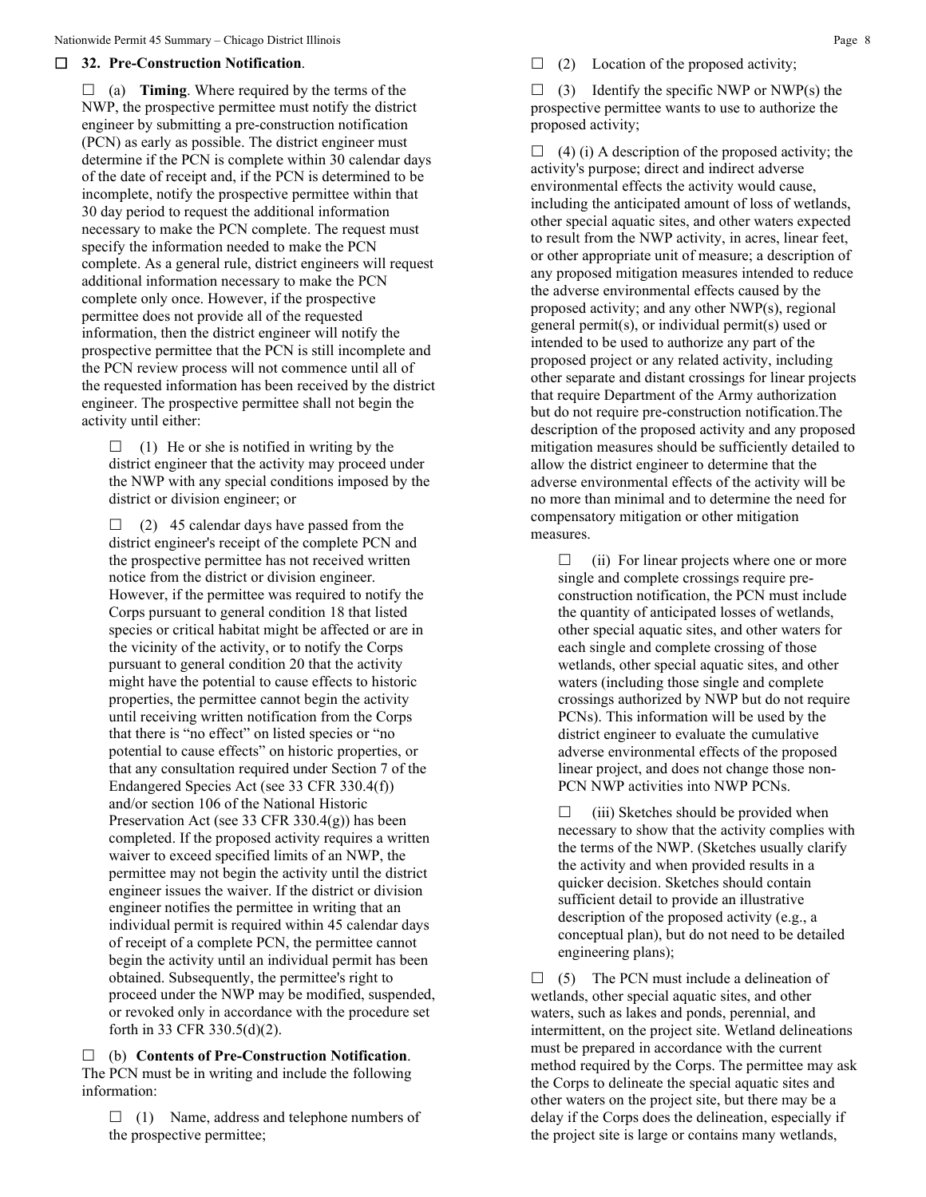☐ **32. Pre-Construction Notification**.

☐ (a) **Timing**. Where required by the terms of the NWP, the prospective permittee must notify the district engineer by submitting a pre-construction notification (PCN) as early as possible. The district engineer must determine if the PCN is complete within 30 calendar days of the date of receipt and, if the PCN is determined to be incomplete, notify the prospective permittee within that 30 day period to request the additional information necessary to make the PCN complete. The request must specify the information needed to make the PCN complete. As a general rule, district engineers will request additional information necessary to make the PCN complete only once. However, if the prospective permittee does not provide all of the requested information, then the district engineer will notify the prospective permittee that the PCN is still incomplete and the PCN review process will not commence until all of the requested information has been received by the district engineer. The prospective permittee shall not begin the activity until either:

☐ (1) He or she is notified in writing by the district engineer that the activity may proceed under the NWP with any special conditions imposed by the district or division engineer; or

☐ (2) 45 calendar days have passed from the district engineer's receipt of the complete PCN and the prospective permittee has not received written notice from the district or division engineer. However, if the permittee was required to notify the Corps pursuant to general condition 18 that listed species or critical habitat might be affected or are in the vicinity of the activity, or to notify the Corps pursuant to general condition 20 that the activity might have the potential to cause effects to historic properties, the permittee cannot begin the activity until receiving written notification from the Corps that there is "no effect" on listed species or "no potential to cause effects" on historic properties, or that any consultation required under Section 7 of the Endangered Species Act (see 33 CFR 330.4(f)) and/or section 106 of the National Historic Preservation Act (see 33 CFR 330.4(g)) has been completed. If the proposed activity requires a written waiver to exceed specified limits of an NWP, the permittee may not begin the activity until the district engineer issues the waiver. If the district or division engineer notifies the permittee in writing that an individual permit is required within 45 calendar days of receipt of a complete PCN, the permittee cannot begin the activity until an individual permit has been obtained. Subsequently, the permittee's right to proceed under the NWP may be modified, suspended, or revoked only in accordance with the procedure set forth in 33 CFR 330.5(d)(2).

☐ (b) **Contents of Pre-Construction Notification**. The PCN must be in writing and include the following information:

☐ (1) Name, address and telephone numbers of the prospective permittee;

☐ (2) Location of the proposed activity;

☐ (3) Identify the specific NWP or NWP(s) the prospective permittee wants to use to authorize the proposed activity;

☐ (4) (i) A description of the proposed activity; the activity's purpose; direct and indirect adverse environmental effects the activity would cause, including the anticipated amount of loss of wetlands, other special aquatic sites, and other waters expected to result from the NWP activity, in acres, linear feet, or other appropriate unit of measure; a description of any proposed mitigation measures intended to reduce the adverse environmental effects caused by the proposed activity; and any other NWP(s), regional general permit(s), or individual permit(s) used or intended to be used to authorize any part of the proposed project or any related activity, including other separate and distant crossings for linear projects that require Department of the Army authorization but do not require pre-construction notification.The description of the proposed activity and any proposed mitigation measures should be sufficiently detailed to allow the district engineer to determine that the adverse environmental effects of the activity will be no more than minimal and to determine the need for compensatory mitigation or other mitigation measures.

☐ (ii) For linear projects where one or more single and complete crossings require pre-construction notification, the PCN must include the quantity of anticipated losses of wetlands, other special aquatic sites, and other waters for each single and complete crossing of those wetlands, other special aquatic sites, and other waters (including those single and complete crossings authorized by NWP but do not require PCNs). This information will be used by the district engineer to evaluate the cumulative adverse environmental effects of the proposed linear project, and does not change those non-PCN NWP activities into NWP PCNs.

☐ (iii) Sketches should be provided when necessary to show that the activity complies with the terms of the NWP. (Sketches usually clarify the activity and when provided results in a quicker decision. Sketches should contain sufficient detail to provide an illustrative description of the proposed activity (e.g., a conceptual plan), but do not need to be detailed engineering plans);

☐ (5) The PCN must include a delineation of wetlands, other special aquatic sites, and other waters, such as lakes and ponds, perennial, and intermittent, on the project site. Wetland delineations must be prepared in accordance with the current method required by the Corps. The permittee may ask the Corps to delineate the special aquatic sites and other waters on the project site, but there may be a delay if the Corps does the delineation, especially if the project site is large or contains many wetlands,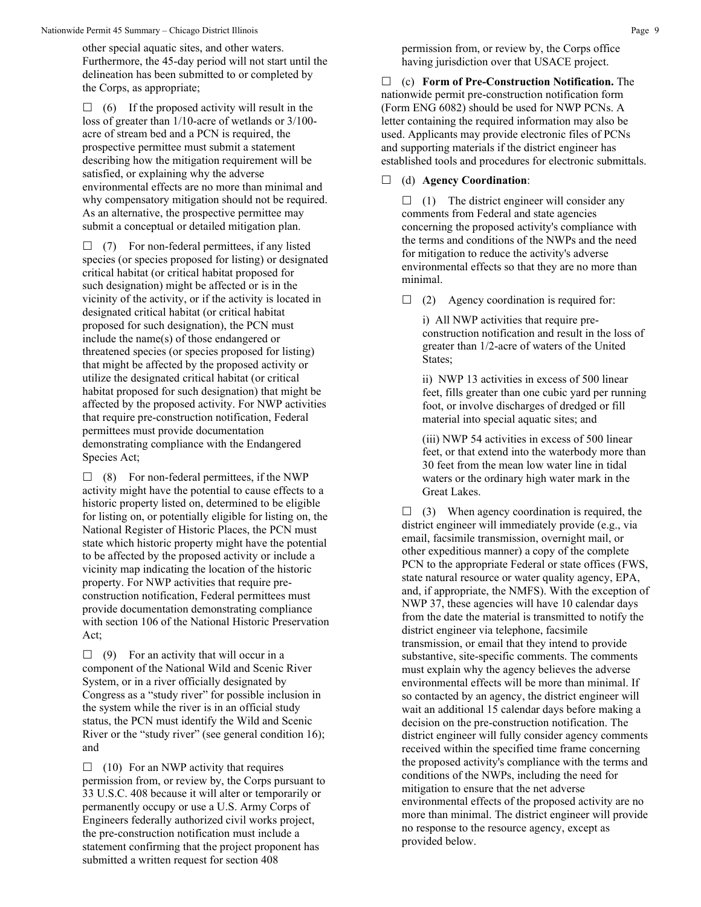other special aquatic sites, and other waters. Furthermore, the 45-day period will not start until the delineation has been submitted to or completed by the Corps, as appropriate;

☐ (6) If the proposed activity will result in the loss of greater than 1/10-acre of wetlands or 3/100-acre of stream bed and a PCN is required, the prospective permittee must submit a statement describing how the mitigation requirement will be satisfied, or explaining why the adverse environmental effects are no more than minimal and why compensatory mitigation should not be required. As an alternative, the prospective permittee may submit a conceptual or detailed mitigation plan.

☐ (7) For non-federal permittees, if any listed species (or species proposed for listing) or designated critical habitat (or critical habitat proposed for such designation) might be affected or is in the vicinity of the activity, or if the activity is located in designated critical habitat (or critical habitat proposed for such designation), the PCN must include the name(s) of those endangered or threatened species (or species proposed for listing) that might be affected by the proposed activity or utilize the designated critical habitat (or critical habitat proposed for such designation) that might be affected by the proposed activity. For NWP activities that require pre-construction notification, Federal permittees must provide documentation demonstrating compliance with the Endangered Species Act;

☐ (8) For non-federal permittees, if the NWP activity might have the potential to cause effects to a historic property listed on, determined to be eligible for listing on, or potentially eligible for listing on, the National Register of Historic Places, the PCN must state which historic property might have the potential to be affected by the proposed activity or include a vicinity map indicating the location of the historic property. For NWP activities that require pre-construction notification, Federal permittees must provide documentation demonstrating compliance with section 106 of the National Historic Preservation Act;

☐ (9) For an activity that will occur in a component of the National Wild and Scenic River System, or in a river officially designated by Congress as a "study river" for possible inclusion in the system while the river is in an official study status, the PCN must identify the Wild and Scenic River or the "study river" (see general condition 16); and

☐ (10) For an NWP activity that requires permission from, or review by, the Corps pursuant to 33 U.S.C. 408 because it will alter or temporarily or permanently occupy or use a U.S. Army Corps of Engineers federally authorized civil works project, the pre-construction notification must include a statement confirming that the project proponent has submitted a written request for section 408 permission from, or review by, the Corps office having jurisdiction over that USACE project.

☐ (c) **Form of Pre-Construction Notification.** The nationwide permit pre-construction notification form (Form ENG 6082) should be used for NWP PCNs. A letter containing the required information may also be used. Applicants may provide electronic files of PCNs and supporting materials if the district engineer has established tools and procedures for electronic submittals.

☐ (d) **Agency Coordination**:

☐ (1) The district engineer will consider any comments from Federal and state agencies concerning the proposed activity's compliance with the terms and conditions of the NWPs and the need for mitigation to reduce the activity's adverse environmental effects so that they are no more than minimal.

☐ (2) Agency coordination is required for:

i) All NWP activities that require pre-construction notification and result in the loss of greater than 1/2-acre of waters of the United States;

ii) NWP 13 activities in excess of 500 linear feet, fills greater than one cubic yard per running foot, or involve discharges of dredged or fill material into special aquatic sites; and

(iii) NWP 54 activities in excess of 500 linear feet, or that extend into the waterbody more than 30 feet from the mean low water line in tidal waters or the ordinary high water mark in the Great Lakes.

☐ (3) When agency coordination is required, the district engineer will immediately provide (e.g., via email, facsimile transmission, overnight mail, or other expeditious manner) a copy of the complete PCN to the appropriate Federal or state offices (FWS, state natural resource or water quality agency, EPA, and, if appropriate, the NMFS). With the exception of NWP 37, these agencies will have 10 calendar days from the date the material is transmitted to notify the district engineer via telephone, facsimile transmission, or email that they intend to provide substantive, site-specific comments. The comments must explain why the agency believes the adverse environmental effects will be more than minimal. If so contacted by an agency, the district engineer will wait an additional 15 calendar days before making a decision on the pre-construction notification. The district engineer will fully consider agency comments received within the specified time frame concerning the proposed activity's compliance with the terms and conditions of the NWPs, including the need for mitigation to ensure that the net adverse environmental effects of the proposed activity are no more than minimal. The district engineer will provide no response to the resource agency, except as provided below.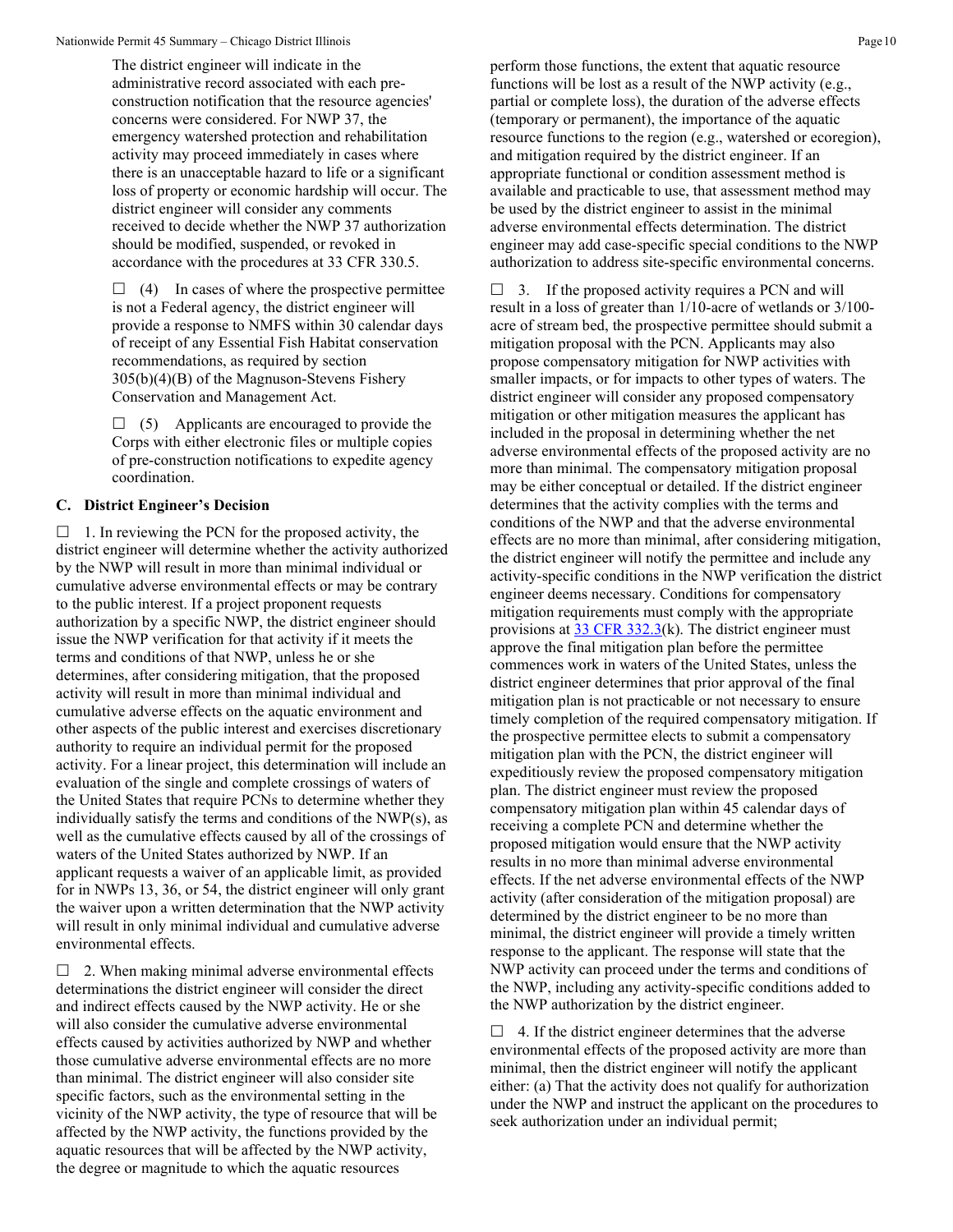The district engineer will indicate in the administrative record associated with each pre-construction notification that the resource agencies' concerns were considered. For NWP 37, the emergency watershed protection and rehabilitation activity may proceed immediately in cases where there is an unacceptable hazard to life or a significant loss of property or economic hardship will occur. The district engineer will consider any comments received to decide whether the NWP 37 authorization should be modified, suspended, or revoked in accordance with the procedures at 33 CFR 330.5.

☐ (4) In cases of where the prospective permittee is not a Federal agency, the district engineer will provide a response to NMFS within 30 calendar days of receipt of any Essential Fish Habitat conservation recommendations, as required by section 305(b)(4)(B) of the Magnuson-Stevens Fishery Conservation and Management Act.

☐ (5) Applicants are encouraged to provide the Corps with either electronic files or multiple copies of pre-construction notifications to expedite agency coordination.

### C. District Engineer's Decision

☐ 1. In reviewing the PCN for the proposed activity, the district engineer will determine whether the activity authorized by the NWP will result in more than minimal individual or cumulative adverse environmental effects or may be contrary to the public interest. If a project proponent requests authorization by a specific NWP, the district engineer should issue the NWP verification for that activity if it meets the terms and conditions of that NWP, unless he or she determines, after considering mitigation, that the proposed activity will result in more than minimal individual and cumulative adverse effects on the aquatic environment and other aspects of the public interest and exercises discretionary authority to require an individual permit for the proposed activity. For a linear project, this determination will include an evaluation of the single and complete crossings of waters of the United States that require PCNs to determine whether they individually satisfy the terms and conditions of the NWP(s), as well as the cumulative effects caused by all of the crossings of waters of the United States authorized by NWP. If an applicant requests a waiver of an applicable limit, as provided for in NWPs 13, 36, or 54, the district engineer will only grant the waiver upon a written determination that the NWP activity will result in only minimal individual and cumulative adverse environmental effects.

☐ 2. When making minimal adverse environmental effects determinations the district engineer will consider the direct and indirect effects caused by the NWP activity. He or she will also consider the cumulative adverse environmental effects caused by activities authorized by NWP and whether those cumulative adverse environmental effects are no more than minimal. The district engineer will also consider site specific factors, such as the environmental setting in the vicinity of the NWP activity, the type of resource that will be affected by the NWP activity, the functions provided by the aquatic resources that will be affected by the NWP activity, the degree or magnitude to which the aquatic resources perform those functions, the extent that aquatic resource functions will be lost as a result of the NWP activity (e.g., partial or complete loss), the duration of the adverse effects (temporary or permanent), the importance of the aquatic resource functions to the region (e.g., watershed or ecoregion), and mitigation required by the district engineer. If an appropriate functional or condition assessment method is available and practicable to use, that assessment method may be used by the district engineer to assist in the minimal adverse environmental effects determination. The district engineer may add case-specific special conditions to the NWP authorization to address site-specific environmental concerns.

☐ 3. If the proposed activity requires a PCN and will result in a loss of greater than 1/10-acre of wetlands or 3/100-acre of stream bed, the prospective permittee should submit a mitigation proposal with the PCN. Applicants may also propose compensatory mitigation for NWP activities with smaller impacts, or for impacts to other types of waters. The district engineer will consider any proposed compensatory mitigation or other mitigation measures the applicant has included in the proposal in determining whether the net adverse environmental effects of the proposed activity are no more than minimal. The compensatory mitigation proposal may be either conceptual or detailed. If the district engineer determines that the activity complies with the terms and conditions of the NWP and that the adverse environmental effects are no more than minimal, after considering mitigation, the district engineer will notify the permittee and include any activity-specific conditions in the NWP verification the district engineer deems necessary. Conditions for compensatory mitigation requirements must comply with the appropriate provisions at 33 CFR 332.3(k). The district engineer must approve the final mitigation plan before the permittee commences work in waters of the United States, unless the district engineer determines that prior approval of the final mitigation plan is not practicable or not necessary to ensure timely completion of the required compensatory mitigation. If the prospective permittee elects to submit a compensatory mitigation plan with the PCN, the district engineer will expeditiously review the proposed compensatory mitigation plan. The district engineer must review the proposed compensatory mitigation plan within 45 calendar days of receiving a complete PCN and determine whether the proposed mitigation would ensure that the NWP activity results in no more than minimal adverse environmental effects. If the net adverse environmental effects of the NWP activity (after consideration of the mitigation proposal) are determined by the district engineer to be no more than minimal, the district engineer will provide a timely written response to the applicant. The response will state that the NWP activity can proceed under the terms and conditions of the NWP, including any activity-specific conditions added to the NWP authorization by the district engineer.

☐ 4. If the district engineer determines that the adverse environmental effects of the proposed activity are more than minimal, then the district engineer will notify the applicant either: (a) That the activity does not qualify for authorization under the NWP and instruct the applicant on the procedures to seek authorization under an individual permit;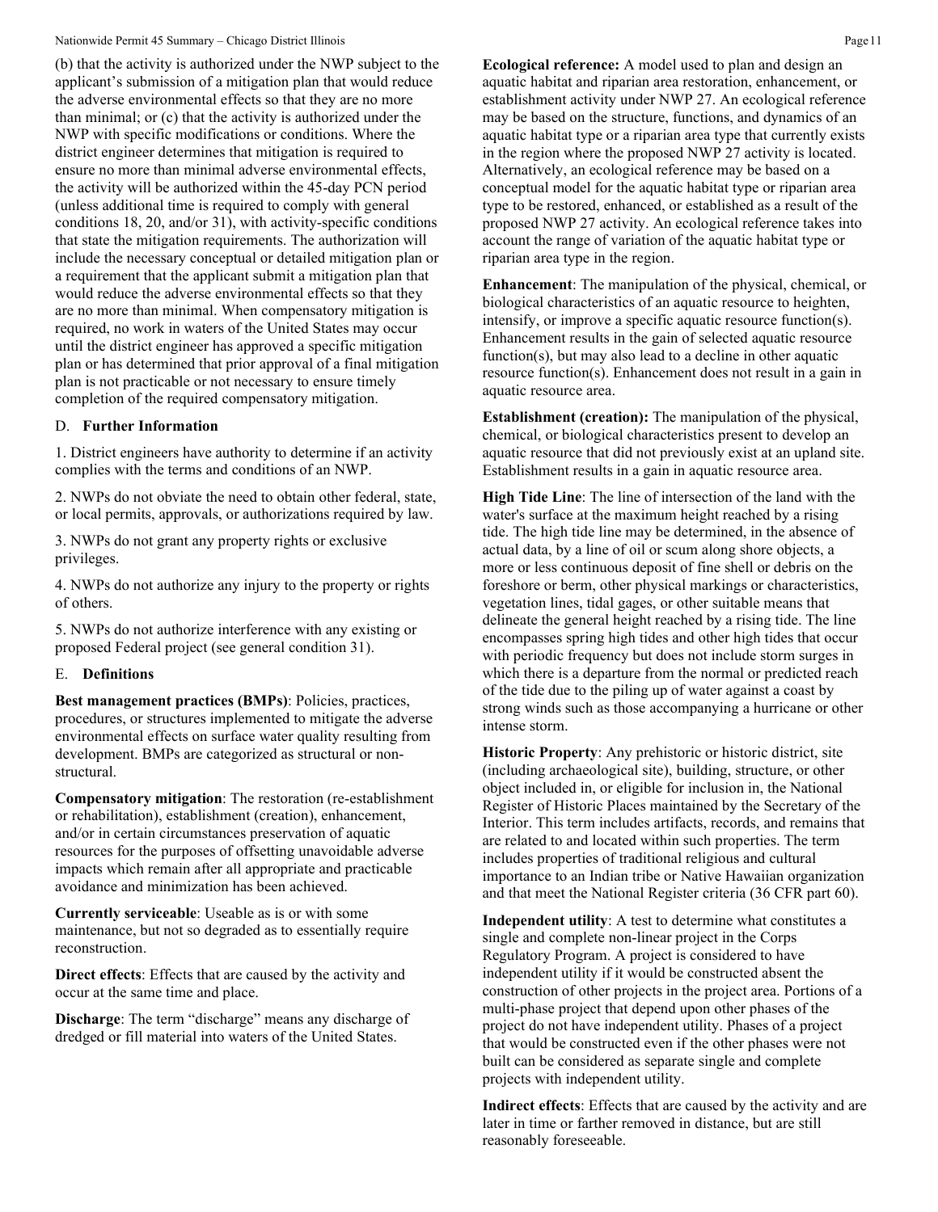(b) that the activity is authorized under the NWP subject to the applicant's submission of a mitigation plan that would reduce the adverse environmental effects so that they are no more than minimal; or (c) that the activity is authorized under the NWP with specific modifications or conditions. Where the district engineer determines that mitigation is required to ensure no more than minimal adverse environmental effects, the activity will be authorized within the 45-day PCN period (unless additional time is required to comply with general conditions 18, 20, and/or 31), with activity-specific conditions that state the mitigation requirements. The authorization will include the necessary conceptual or detailed mitigation plan or a requirement that the applicant submit a mitigation plan that would reduce the adverse environmental effects so that they are no more than minimal. When compensatory mitigation is required, no work in waters of the United States may occur until the district engineer has approved a specific mitigation plan or has determined that prior approval of a final mitigation plan is not practicable or not necessary to ensure timely completion of the required compensatory mitigation.

## D. Further Information

1. District engineers have authority to determine if an activity complies with the terms and conditions of an NWP.

2. NWPs do not obviate the need to obtain other federal, state, or local permits, approvals, or authorizations required by law.

3. NWPs do not grant any property rights or exclusive privileges.

4. NWPs do not authorize any injury to the property or rights of others.

5. NWPs do not authorize interference with any existing or proposed Federal project (see general condition 31).

## E. Definitions

**Best management practices (BMPs)**: Policies, practices, procedures, or structures implemented to mitigate the adverse environmental effects on surface water quality resulting from development. BMPs are categorized as structural or non-structural.

**Compensatory mitigation**: The restoration (re-establishment or rehabilitation), establishment (creation), enhancement, and/or in certain circumstances preservation of aquatic resources for the purposes of offsetting unavoidable adverse impacts which remain after all appropriate and practicable avoidance and minimization has been achieved.

**Currently serviceable**: Useable as is or with some maintenance, but not so degraded as to essentially require reconstruction.

**Direct effects**: Effects that are caused by the activity and occur at the same time and place.

**Discharge**: The term "discharge" means any discharge of dredged or fill material into waters of the United States.

**Ecological reference:** A model used to plan and design an aquatic habitat and riparian area restoration, enhancement, or establishment activity under NWP 27. An ecological reference may be based on the structure, functions, and dynamics of an aquatic habitat type or a riparian area type that currently exists in the region where the proposed NWP 27 activity is located. Alternatively, an ecological reference may be based on a conceptual model for the aquatic habitat type or riparian area type to be restored, enhanced, or established as a result of the proposed NWP 27 activity. An ecological reference takes into account the range of variation of the aquatic habitat type or riparian area type in the region.

**Enhancement**: The manipulation of the physical, chemical, or biological characteristics of an aquatic resource to heighten, intensify, or improve a specific aquatic resource function(s). Enhancement results in the gain of selected aquatic resource function(s), but may also lead to a decline in other aquatic resource function(s). Enhancement does not result in a gain in aquatic resource area.

**Establishment (creation):** The manipulation of the physical, chemical, or biological characteristics present to develop an aquatic resource that did not previously exist at an upland site. Establishment results in a gain in aquatic resource area.

**High Tide Line**: The line of intersection of the land with the water's surface at the maximum height reached by a rising tide. The high tide line may be determined, in the absence of actual data, by a line of oil or scum along shore objects, a more or less continuous deposit of fine shell or debris on the foreshore or berm, other physical markings or characteristics, vegetation lines, tidal gages, or other suitable means that delineate the general height reached by a rising tide. The line encompasses spring high tides and other high tides that occur with periodic frequency but does not include storm surges in which there is a departure from the normal or predicted reach of the tide due to the piling up of water against a coast by strong winds such as those accompanying a hurricane or other intense storm.

**Historic Property**: Any prehistoric or historic district, site (including archaeological site), building, structure, or other object included in, or eligible for inclusion in, the National Register of Historic Places maintained by the Secretary of the Interior. This term includes artifacts, records, and remains that are related to and located within such properties. The term includes properties of traditional religious and cultural importance to an Indian tribe or Native Hawaiian organization and that meet the National Register criteria (36 CFR part 60).

**Independent utility**: A test to determine what constitutes a single and complete non-linear project in the Corps Regulatory Program. A project is considered to have independent utility if it would be constructed absent the construction of other projects in the project area. Portions of a multi-phase project that depend upon other phases of the project do not have independent utility. Phases of a project that would be constructed even if the other phases were not built can be considered as separate single and complete projects with independent utility.

**Indirect effects**: Effects that are caused by the activity and are later in time or farther removed in distance, but are still reasonably foreseeable.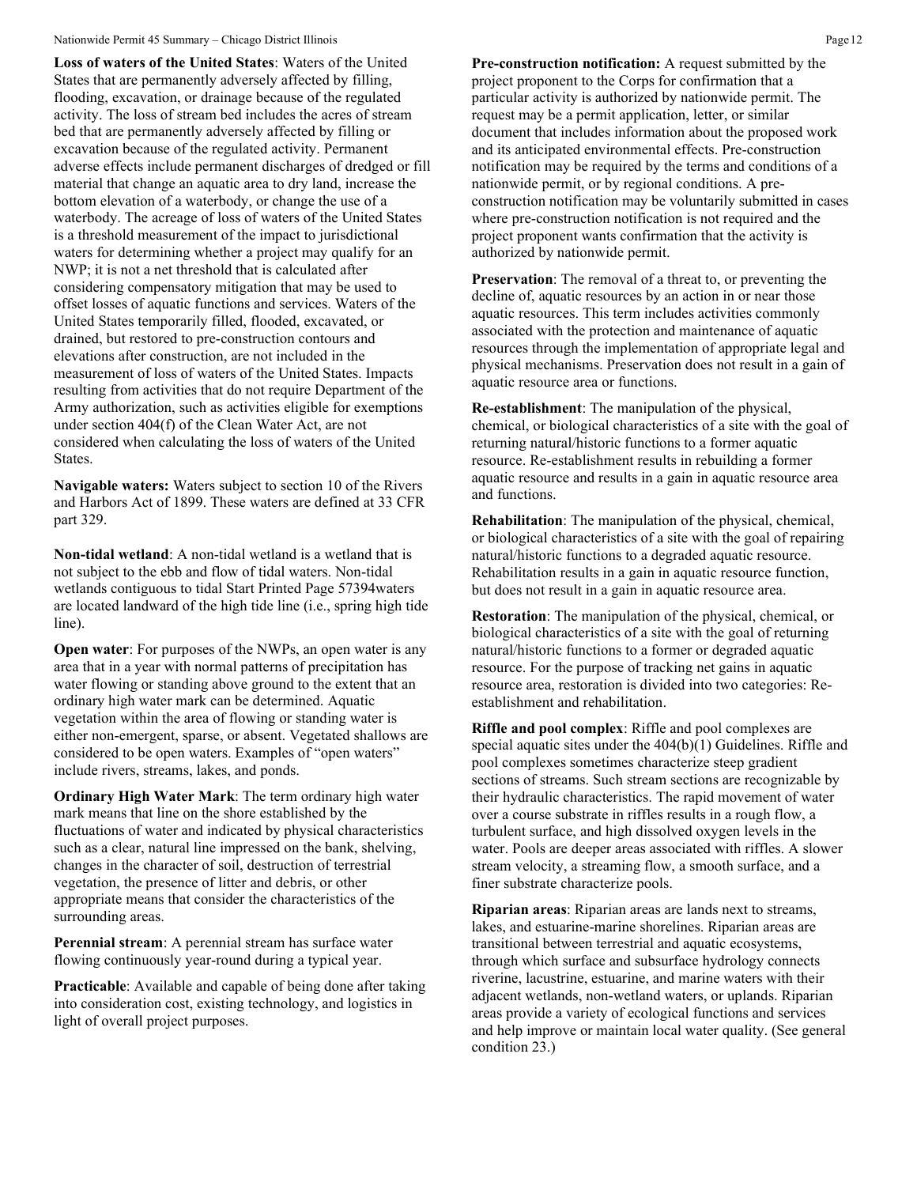**Loss of waters of the United States**: Waters of the United States that are permanently adversely affected by filling, flooding, excavation, or drainage because of the regulated activity. The loss of stream bed includes the acres of stream bed that are permanently adversely affected by filling or excavation because of the regulated activity. Permanent adverse effects include permanent discharges of dredged or fill material that change an aquatic area to dry land, increase the bottom elevation of a waterbody, or change the use of a waterbody. The acreage of loss of waters of the United States is a threshold measurement of the impact to jurisdictional waters for determining whether a project may qualify for an NWP; it is not a net threshold that is calculated after considering compensatory mitigation that may be used to offset losses of aquatic functions and services. Waters of the United States temporarily filled, flooded, excavated, or drained, but restored to pre-construction contours and elevations after construction, are not included in the measurement of loss of waters of the United States. Impacts resulting from activities that do not require Department of the Army authorization, such as activities eligible for exemptions under section 404(f) of the Clean Water Act, are not considered when calculating the loss of waters of the United States.

**Navigable waters:** Waters subject to section 10 of the Rivers and Harbors Act of 1899. These waters are defined at 33 CFR part 329.

**Non-tidal wetland**: A non-tidal wetland is a wetland that is not subject to the ebb and flow of tidal waters. Non-tidal wetlands contiguous to tidal Start Printed Page 57394waters are located landward of the high tide line (i.e., spring high tide line).

**Open water**: For purposes of the NWPs, an open water is any area that in a year with normal patterns of precipitation has water flowing or standing above ground to the extent that an ordinary high water mark can be determined. Aquatic vegetation within the area of flowing or standing water is either non-emergent, sparse, or absent. Vegetated shallows are considered to be open waters. Examples of "open waters" include rivers, streams, lakes, and ponds.

**Ordinary High Water Mark**: The term ordinary high water mark means that line on the shore established by the fluctuations of water and indicated by physical characteristics such as a clear, natural line impressed on the bank, shelving, changes in the character of soil, destruction of terrestrial vegetation, the presence of litter and debris, or other appropriate means that consider the characteristics of the surrounding areas.

**Perennial stream**: A perennial stream has surface water flowing continuously year-round during a typical year.

**Practicable**: Available and capable of being done after taking into consideration cost, existing technology, and logistics in light of overall project purposes.

**Pre-construction notification:** A request submitted by the project proponent to the Corps for confirmation that a particular activity is authorized by nationwide permit. The request may be a permit application, letter, or similar document that includes information about the proposed work and its anticipated environmental effects. Pre-construction notification may be required by the terms and conditions of a nationwide permit, or by regional conditions. A pre-construction notification may be voluntarily submitted in cases where pre-construction notification is not required and the project proponent wants confirmation that the activity is authorized by nationwide permit.

**Preservation**: The removal of a threat to, or preventing the decline of, aquatic resources by an action in or near those aquatic resources. This term includes activities commonly associated with the protection and maintenance of aquatic resources through the implementation of appropriate legal and physical mechanisms. Preservation does not result in a gain of aquatic resource area or functions.

**Re-establishment**: The manipulation of the physical, chemical, or biological characteristics of a site with the goal of returning natural/historic functions to a former aquatic resource. Re-establishment results in rebuilding a former aquatic resource and results in a gain in aquatic resource area and functions.

**Rehabilitation**: The manipulation of the physical, chemical, or biological characteristics of a site with the goal of repairing natural/historic functions to a degraded aquatic resource. Rehabilitation results in a gain in aquatic resource function, but does not result in a gain in aquatic resource area.

**Restoration**: The manipulation of the physical, chemical, or biological characteristics of a site with the goal of returning natural/historic functions to a former or degraded aquatic resource. For the purpose of tracking net gains in aquatic resource area, restoration is divided into two categories: Re-establishment and rehabilitation.

**Riffle and pool complex**: Riffle and pool complexes are special aquatic sites under the 404(b)(1) Guidelines. Riffle and pool complexes sometimes characterize steep gradient sections of streams. Such stream sections are recognizable by their hydraulic characteristics. The rapid movement of water over a course substrate in riffles results in a rough flow, a turbulent surface, and high dissolved oxygen levels in the water. Pools are deeper areas associated with riffles. A slower stream velocity, a streaming flow, a smooth surface, and a finer substrate characterize pools.

**Riparian areas**: Riparian areas are lands next to streams, lakes, and estuarine-marine shorelines. Riparian areas are transitional between terrestrial and aquatic ecosystems, through which surface and subsurface hydrology connects riverine, lacustrine, estuarine, and marine waters with their adjacent wetlands, non-wetland waters, or uplands. Riparian areas provide a variety of ecological functions and services and help improve or maintain local water quality. (See general condition 23.)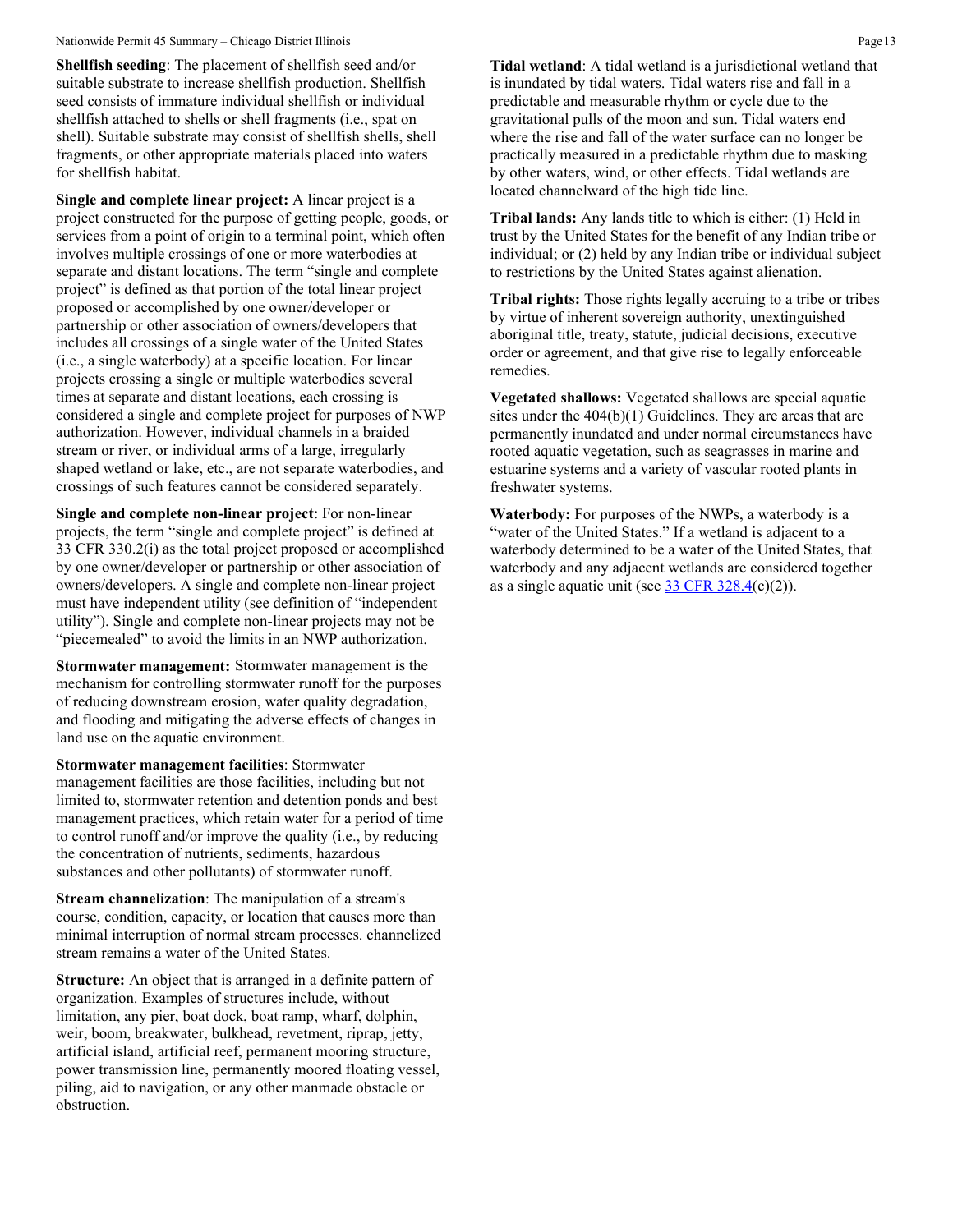**Shellfish seeding**: The placement of shellfish seed and/or suitable substrate to increase shellfish production. Shellfish seed consists of immature individual shellfish or individual shellfish attached to shells or shell fragments (i.e., spat on shell). Suitable substrate may consist of shellfish shells, shell fragments, or other appropriate materials placed into waters for shellfish habitat.

**Single and complete linear project:** A linear project is a project constructed for the purpose of getting people, goods, or services from a point of origin to a terminal point, which often involves multiple crossings of one or more waterbodies at separate and distant locations. The term "single and complete project" is defined as that portion of the total linear project proposed or accomplished by one owner/developer or partnership or other association of owners/developers that includes all crossings of a single water of the United States (i.e., a single waterbody) at a specific location. For linear projects crossing a single or multiple waterbodies several times at separate and distant locations, each crossing is considered a single and complete project for purposes of NWP authorization. However, individual channels in a braided stream or river, or individual arms of a large, irregularly shaped wetland or lake, etc., are not separate waterbodies, and crossings of such features cannot be considered separately.

**Single and complete non-linear project**: For non-linear projects, the term "single and complete project" is defined at 33 CFR 330.2(i) as the total project proposed or accomplished by one owner/developer or partnership or other association of owners/developers. A single and complete non-linear project must have independent utility (see definition of "independent utility"). Single and complete non-linear projects may not be "piecemealed" to avoid the limits in an NWP authorization.

**Stormwater management:** Stormwater management is the mechanism for controlling stormwater runoff for the purposes of reducing downstream erosion, water quality degradation, and flooding and mitigating the adverse effects of changes in land use on the aquatic environment.

**Stormwater management facilities**: Stormwater management facilities are those facilities, including but not limited to, stormwater retention and detention ponds and best management practices, which retain water for a period of time to control runoff and/or improve the quality (i.e., by reducing the concentration of nutrients, sediments, hazardous substances and other pollutants) of stormwater runoff.

**Stream channelization**: The manipulation of a stream's course, condition, capacity, or location that causes more than minimal interruption of normal stream processes. channelized stream remains a water of the United States.

**Structure:** An object that is arranged in a definite pattern of organization. Examples of structures include, without limitation, any pier, boat dock, boat ramp, wharf, dolphin, weir, boom, breakwater, bulkhead, revetment, riprap, jetty, artificial island, artificial reef, permanent mooring structure, power transmission line, permanently moored floating vessel, piling, aid to navigation, or any other manmade obstacle or obstruction.

**Tidal wetland**: A tidal wetland is a jurisdictional wetland that is inundated by tidal waters. Tidal waters rise and fall in a predictable and measurable rhythm or cycle due to the gravitational pulls of the moon and sun. Tidal waters end where the rise and fall of the water surface can no longer be practically measured in a predictable rhythm due to masking by other waters, wind, or other effects. Tidal wetlands are located channelward of the high tide line.

**Tribal lands:** Any lands title to which is either: (1) Held in trust by the United States for the benefit of any Indian tribe or individual; or (2) held by any Indian tribe or individual subject to restrictions by the United States against alienation.

**Tribal rights:** Those rights legally accruing to a tribe or tribes by virtue of inherent sovereign authority, unextinguished aboriginal title, treaty, statute, judicial decisions, executive order or agreement, and that give rise to legally enforceable remedies.

**Vegetated shallows:** Vegetated shallows are special aquatic sites under the 404(b)(1) Guidelines. They are areas that are permanently inundated and under normal circumstances have rooted aquatic vegetation, such as seagrasses in marine and estuarine systems and a variety of vascular rooted plants in freshwater systems.

**Waterbody:** For purposes of the NWPs, a waterbody is a "water of the United States." If a wetland is adjacent to a waterbody determined to be a water of the United States, that waterbody and any adjacent wetlands are considered together as a single aquatic unit (see 33 CFR 328.4(c)(2)).